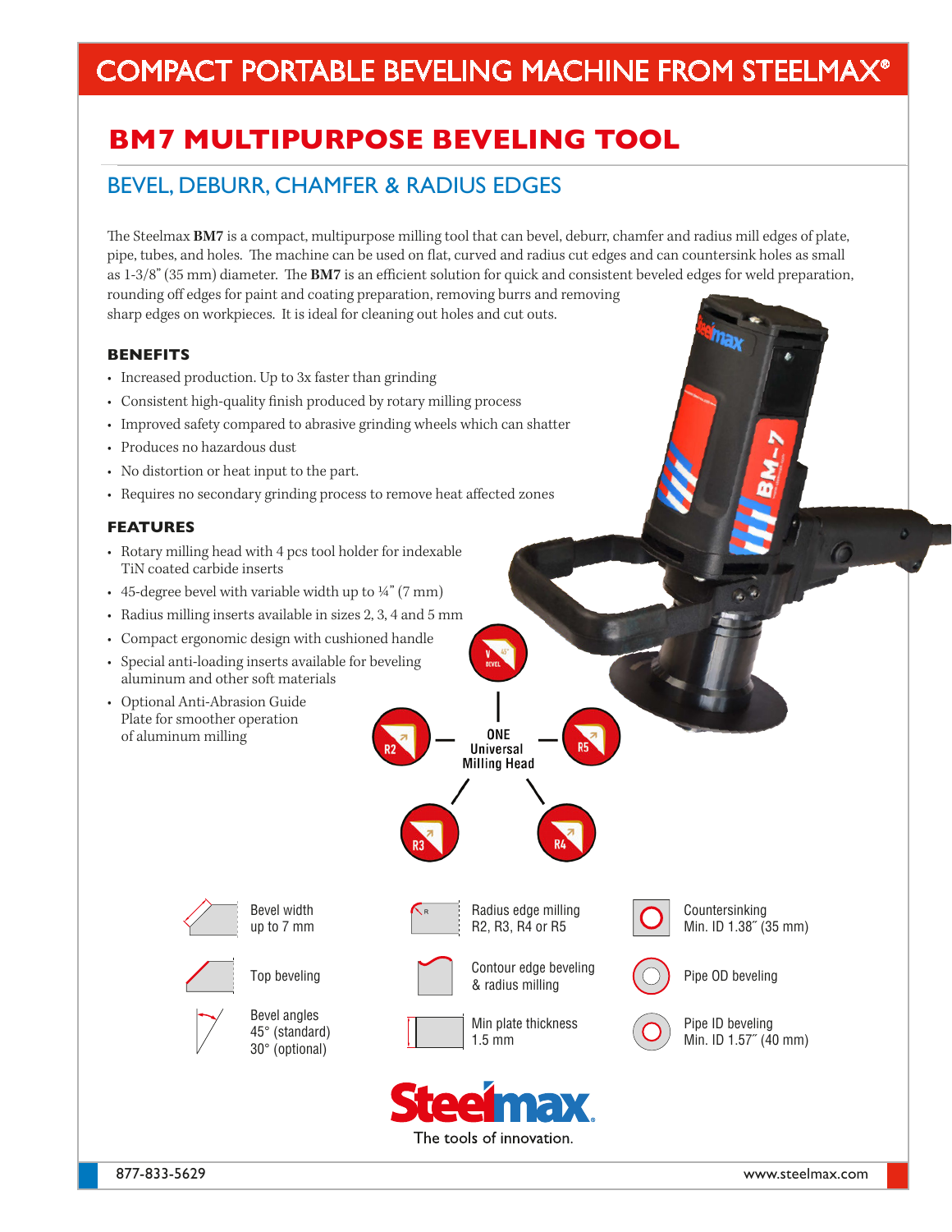# COMPACT PORTABLE BEVELING MACHINE FROM STEELMAX®

## BM7 MULTIPURPOSE BEVELING TOOL

### BEVEL, DEBURR, CHAMFER & RADIUS EDGES

The Steelmax **BM7** is a compact, multipurpose milling tool that can bevel, deburr, chamfer and radius mill edges of plate, pipe, tubes, and holes. The machine can be used on flat, curved and radius cut edges and can countersink holes as small as 1-3/8" (35 mm) diameter. The **BM7** is an efficient solution for quick and consistent beveled edges for weld preparation, rounding off edges for paint and coating preparation, removing burrs and removing sharp edges on workpieces. It is ideal for cleaning out holes and cut outs.

#### BENEFITS

- Increased production. Up to 3x faster than grinding
- Consistent high-quality finish produced by rotary milling process
- Improved safety compared to abrasive grinding wheels which can shatter
- Produces no hazardous dust
- No distortion or heat input to the part.
- Requires no secondary grinding process to remove heat affected zones

#### FEATURES

- Rotary milling head with 4 pcs tool holder for indexable TiN coated carbide inserts
- 45-degree bevel with variable width up to ¼" (7 mm)
- Radius milling inserts available in sizes 2, 3, 4 and 5 mm
- Compact ergonomic design with cushioned handle
- Special anti-loading inserts available for beveling aluminum and other soft materials
- Optional Anti-Abrasion Guide Plate for smoother operation of aluminum milling

ONE Universal Milling Head: V BEVEL 45°, R2, R3, R4, R5

| | | |
|---|---|---|
| Bevel width up to 7 mm | Radius edge milling R2, R3, R4 or R5 | Countersinking Min. ID 1.38" (35 mm) |
| Top beveling | Contour edge beveling & radius milling | Pipe OD beveling |
| Bevel angles 45° (standard) 30° (optional) | Min plate thickness 1.5 mm | Pipe ID beveling Min. ID 1.57" (40 mm) |

Steelmax. The tools of innovation.

877-833-5629 www.steelmax.com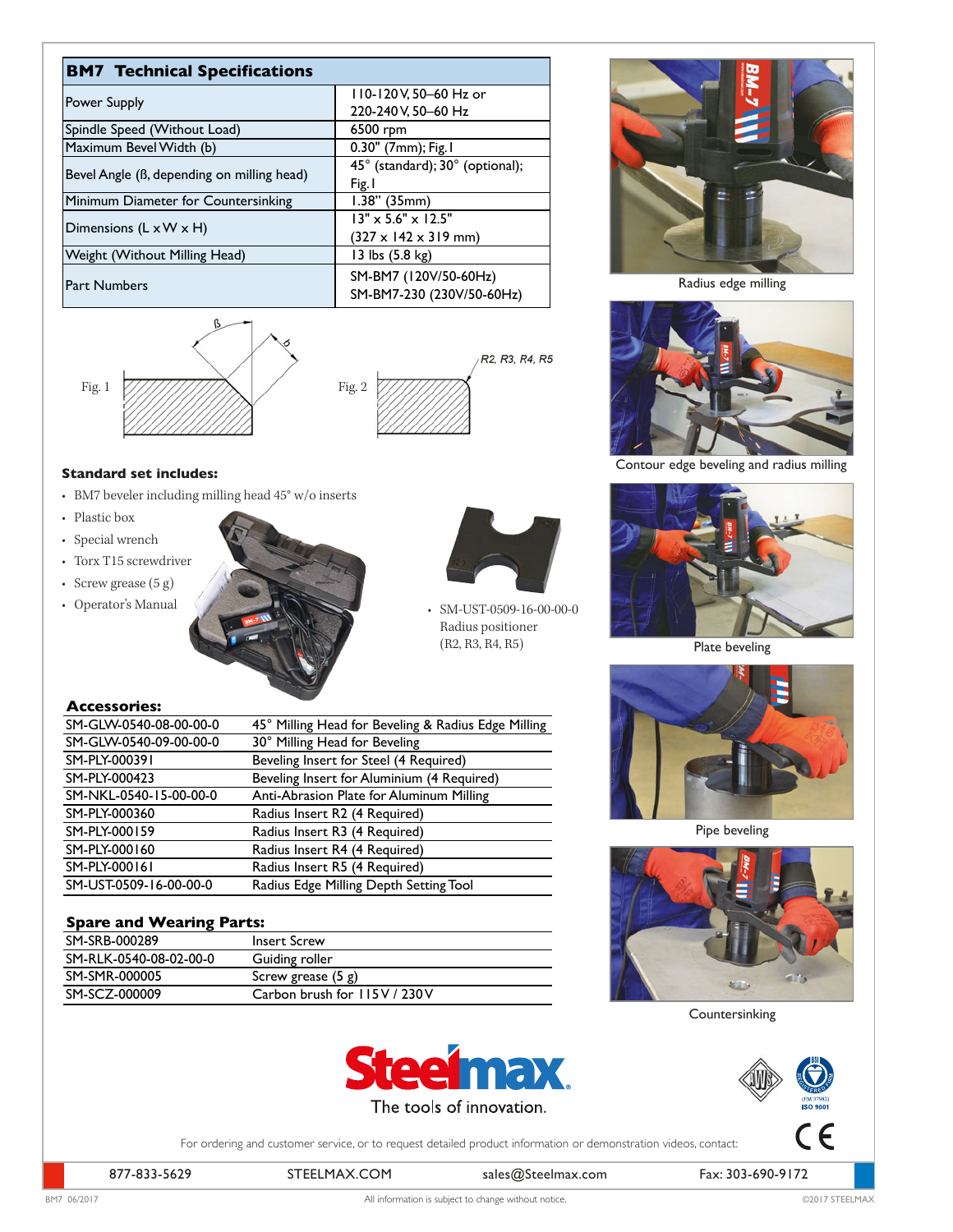## BM7 Technical Specifications

| | |
|---|---|
| Power Supply | 110-120 V, 50–60 Hz or 220-240 V, 50–60 Hz |
| Spindle Speed (Without Load) | 6500 rpm |
| Maximum Bevel Width (b) | 0.30" (7mm); Fig. I |
| Bevel Angle (ß, depending on milling head) | 45° (standard); 30° (optional); Fig. I |
| Minimum Diameter for Countersinking | 1.38" (35mm) |
| Dimensions (L x W x H) | 13" x 5.6" x 12.5" (327 x 142 x 319 mm) |
| Weight (Without Milling Head) | 13 lbs (5.8 kg) |
| Part Numbers | SM-BM7 (120V/50-60Hz) SM-BM7-230 (230V/50-60Hz) |

Fig. 1

ß

b

Fig. 2

R2, R3, R4, R5

**Standard set includes:**

- BM7 beveler including milling head 45° w/o inserts
- Plastic box
- Special wrench
- Torx T15 screwdriver
- Screw grease (5 g)
- Operator's Manual

- SM-UST-0509-16-00-00-0 Radius positioner (R2, R3, R4, R5)

### Accessories:

| | |
|---|---|
| SM-GLW-0540-08-00-00-0 | 45° Milling Head for Beveling & Radius Edge Milling |
| SM-GLW-0540-09-00-00-0 | 30° Milling Head for Beveling |
| SM-PLY-000391 | Beveling Insert for Steel (4 Required) |
| SM-PLY-000423 | Beveling Insert for Aluminium (4 Required) |
| SM-NKL-0540-15-00-00-0 | Anti-Abrasion Plate for Aluminum Milling |
| SM-PLY-000360 | Radius Insert R2 (4 Required) |
| SM-PLY-000159 | Radius Insert R3 (4 Required) |
| SM-PLY-000160 | Radius Insert R4 (4 Required) |
| SM-PLY-000161 | Radius Insert R5 (4 Required) |
| SM-UST-0509-16-00-00-0 | Radius Edge Milling Depth Setting Tool |

### Spare and Wearing Parts:

| | |
|---|---|
| SM-SRB-000289 | Insert Screw |
| SM-RLK-0540-08-02-00-0 | Guiding roller |
| SM-SMR-000005 | Screw grease (5 g) |
| SM-SCZ-000009 | Carbon brush for 115 V / 230 V |

Radius edge milling

Contour edge beveling and radius milling

Plate beveling

Pipe beveling

Countersinking

Steelmax. The tools of innovation.

For ordering and customer service, or to request detailed product information or demonstration videos, contact:

877-833-5629 | STEELMAX.COM | sales@Steelmax.com | Fax: 303-690-9172

BM7 06/2017 — All information is subject to change without notice. — ©2017 STEELMAX